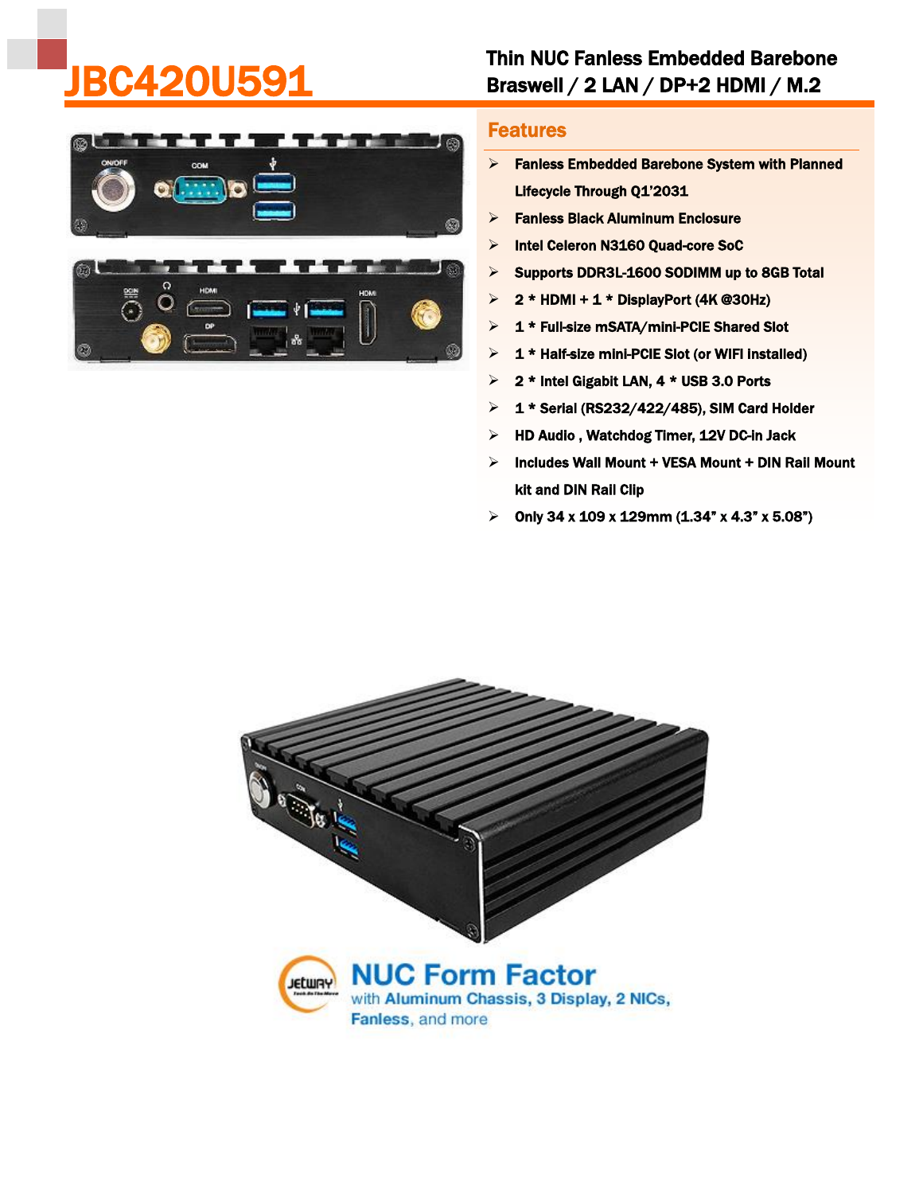# JBC420U591

## Thin NUC Fanless Embedded Barebone Braswell / 2 LAN / DP+2 HDMI / M.2

### Features

- Fanless Embedded Barebone System with Planned Lifecycle Through Q1'2031
- Fanless Black Aluminum Enclosure
- Intel Celeron N3160 Quad-core SoC
- Supports DDR3L-1600 SODIMM up to 8GB Total
- 2 * HDMI + 1 * DisplayPort (4K @30Hz)
- 1 * Full-size mSATA/mini-PCIE Shared Slot
- 1 * Half-size mini-PCIE Slot (or WIFI Installed)
- 2 * Intel Gigabit LAN, 4 * USB 3.0 Ports
- 1 * Serial (RS232/422/485), SIM Card Holder
- HD Audio , Watchdog Timer, 12V DC-in Jack
- Includes Wall Mount + VESA Mount + DIN Rail Mount kit and DIN Rail Clip
- Only 34 x 109 x 129mm (1.34" x 4.3" x 5.08")

**NUC Form Factor**
with Aluminum Chassis, 3 Display, 2 NICs, Fanless, and more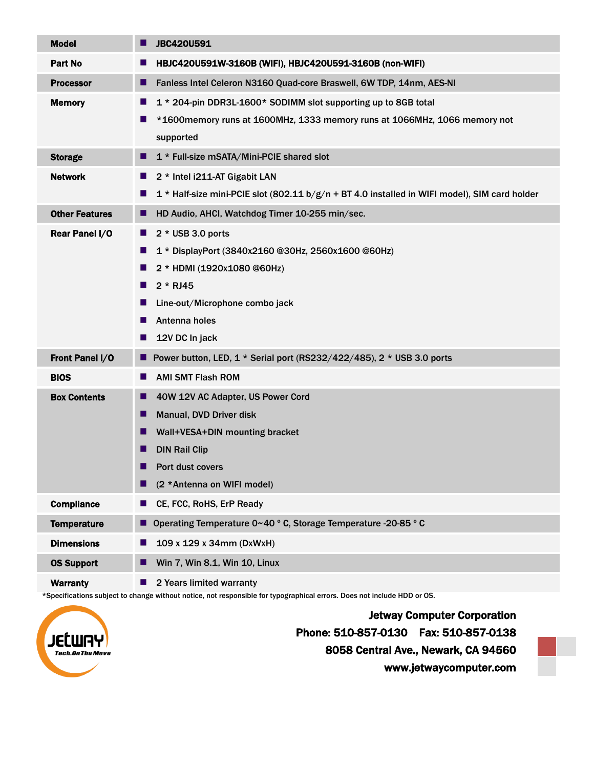| | |
|---|---|
| **Model** | JBC420U591 |
| **Part No** | HBJC420U591W-3160B (WIFI), HBJC420U591-3160B (non-WIFI) |
| **Processor** | Fanless Intel Celeron N3160 Quad-core Braswell, 6W TDP, 14nm, AES-NI |
| **Memory** | 1 * 204-pin DDR3L-1600* SODIMM slot supporting up to 8GB total<br>*1600memory runs at 1600MHz, 1333 memory runs at 1066MHz, 1066 memory not supported |
| **Storage** | 1 * Full-size mSATA/Mini-PCIE shared slot |
| **Network** | 2 * Intel i211-AT Gigabit LAN<br>1 * Half-size mini-PCIE slot (802.11 b/g/n + BT 4.0 installed in WIFI model), SIM card holder |
| **Other Features** | HD Audio, AHCI, Watchdog Timer 10-255 min/sec. |
| **Rear Panel I/O** | 2 * USB 3.0 ports<br>1 * DisplayPort (3840x2160 @30Hz, 2560x1600 @60Hz)<br>2 * HDMI (1920x1080 @60Hz)<br>2 * RJ45<br>Line-out/Microphone combo jack<br>Antenna holes<br>12V DC In jack |
| **Front Panel I/O** | Power button, LED, 1 * Serial port (RS232/422/485), 2 * USB 3.0 ports |
| **BIOS** | AMI SMT Flash ROM |
| **Box Contents** | 40W 12V AC Adapter, US Power Cord<br>Manual, DVD Driver disk<br>Wall+VESA+DIN mounting bracket<br>DIN Rail Clip<br>Port dust covers<br>(2 *Antenna on WIFI model) |
| **Compliance** | CE, FCC, RoHS, ErP Ready |
| **Temperature** | Operating Temperature 0~40 ° C, Storage Temperature -20-85 ° C |
| **Dimensions** | 109 x 129 x 34mm (DxWxH) |
| **OS Support** | Win 7, Win 8.1, Win 10, Linux |
| **Warranty** | 2 Years limited warranty |

*Specifications subject to change without notice, not responsible for typographical errors. Does not include HDD or OS.

JETWAY Tech.On The Move

**Jetway Computer Corporation**
**Phone: 510-857-0130 Fax: 510-857-0138**
**8058 Central Ave., Newark, CA 94560**
**www.jetwaycomputer.com**